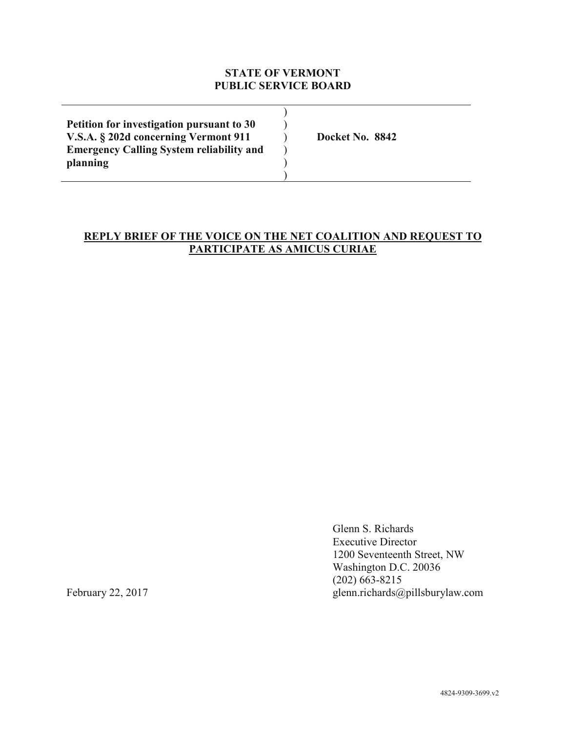**STATE OF VERMONT**
**PUBLIC SERVICE BOARD**

| | | |
|---|---|---|
| **Petition for investigation pursuant to 30 V.S.A. § 202d concerning Vermont 911 Emergency Calling System reliability and planning** | ) ) ) ) ) ) | **Docket No. 8842** |

**REPLY BRIEF OF THE VOICE ON THE NET COALITION AND REQUEST TO PARTICIPATE AS AMICUS CURIAE**

Glenn S. Richards
Executive Director
1200 Seventeenth Street, NW
Washington D.C. 20036
(202) 663-8215
glenn.richards@pillsburylaw.com

February 22, 2017

4824-9309-3699.v2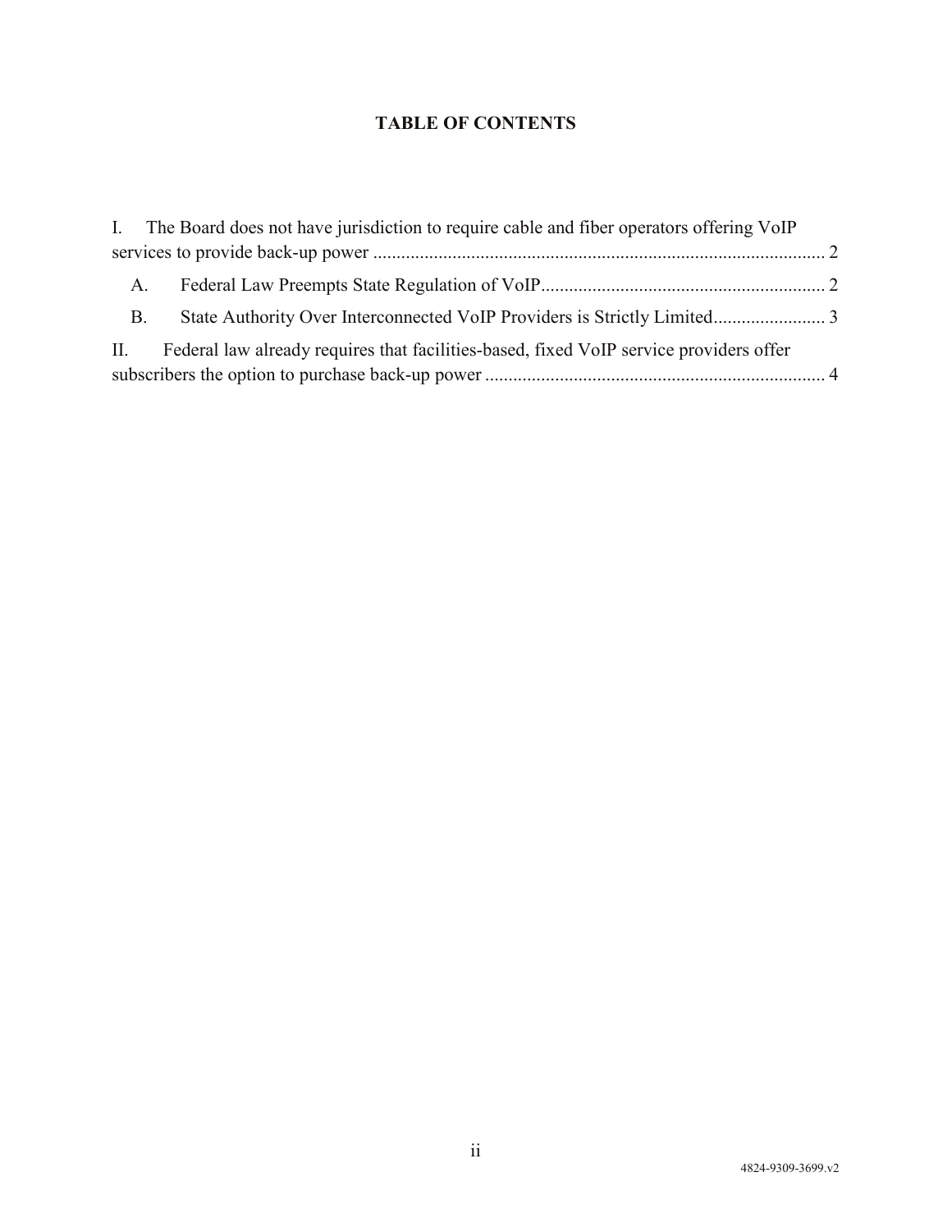# TABLE OF CONTENTS

I. The Board does not have jurisdiction to require cable and fiber operators offering VoIP services to provide back-up power ..... 2

- A. Federal Law Preempts State Regulation of VoIP ..... 2
- B. State Authority Over Interconnected VoIP Providers is Strictly Limited ..... 3

II. Federal law already requires that facilities-based, fixed VoIP service providers offer subscribers the option to purchase back-up power ..... 4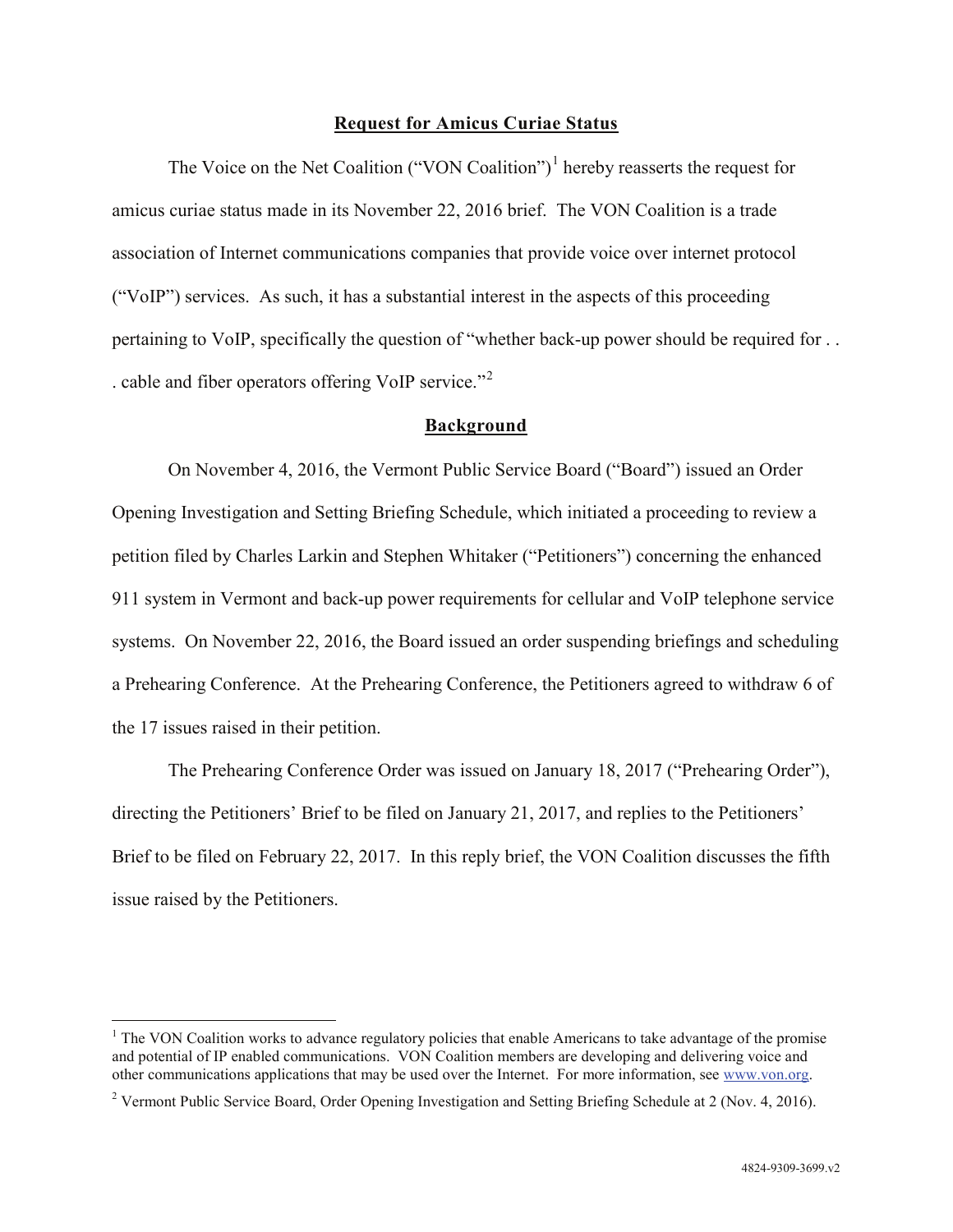## Request for Amicus Curiae Status

The Voice on the Net Coalition ("VON Coalition")[1] hereby reasserts the request for amicus curiae status made in its November 22, 2016 brief. The VON Coalition is a trade association of Internet communications companies that provide voice over internet protocol ("VoIP") services. As such, it has a substantial interest in the aspects of this proceeding pertaining to VoIP, specifically the question of "whether back-up power should be required for . . . cable and fiber operators offering VoIP service."[2]

## Background

On November 4, 2016, the Vermont Public Service Board ("Board") issued an Order Opening Investigation and Setting Briefing Schedule, which initiated a proceeding to review a petition filed by Charles Larkin and Stephen Whitaker ("Petitioners") concerning the enhanced 911 system in Vermont and back-up power requirements for cellular and VoIP telephone service systems. On November 22, 2016, the Board issued an order suspending briefings and scheduling a Prehearing Conference. At the Prehearing Conference, the Petitioners agreed to withdraw 6 of the 17 issues raised in their petition.

The Prehearing Conference Order was issued on January 18, 2017 ("Prehearing Order"), directing the Petitioners' Brief to be filed on January 21, 2017, and replies to the Petitioners' Brief to be filed on February 22, 2017. In this reply brief, the VON Coalition discusses the fifth issue raised by the Petitioners.

---

[1] The VON Coalition works to advance regulatory policies that enable Americans to take advantage of the promise and potential of IP enabled communications. VON Coalition members are developing and delivering voice and other communications applications that may be used over the Internet. For more information, see www.von.org.

[2] Vermont Public Service Board, Order Opening Investigation and Setting Briefing Schedule at 2 (Nov. 4, 2016).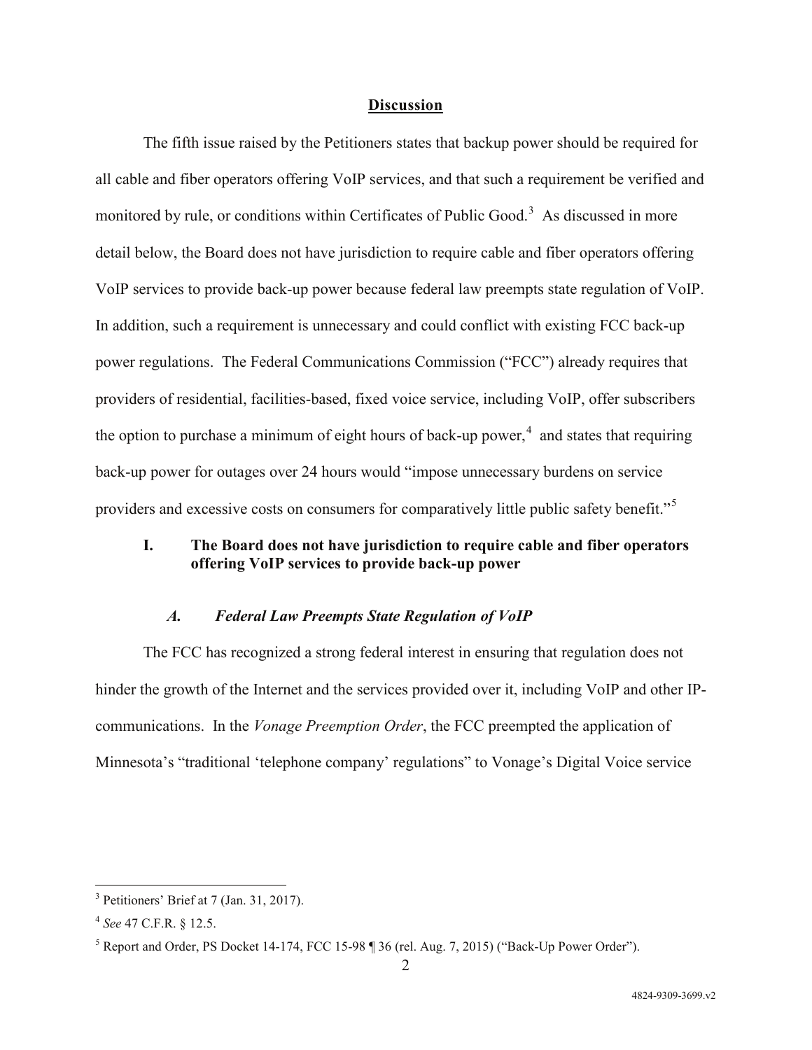## Discussion

The fifth issue raised by the Petitioners states that backup power should be required for all cable and fiber operators offering VoIP services, and that such a requirement be verified and monitored by rule, or conditions within Certificates of Public Good.[3] As discussed in more detail below, the Board does not have jurisdiction to require cable and fiber operators offering VoIP services to provide back-up power because federal law preempts state regulation of VoIP. In addition, such a requirement is unnecessary and could conflict with existing FCC back-up power regulations. The Federal Communications Commission ("FCC") already requires that providers of residential, facilities-based, fixed voice service, including VoIP, offer subscribers the option to purchase a minimum of eight hours of back-up power,[4] and states that requiring back-up power for outages over 24 hours would "impose unnecessary burdens on service providers and excessive costs on consumers for comparatively little public safety benefit."[5]

### I. The Board does not have jurisdiction to require cable and fiber operators offering VoIP services to provide back-up power

#### *A. Federal Law Preempts State Regulation of VoIP*

The FCC has recognized a strong federal interest in ensuring that regulation does not hinder the growth of the Internet and the services provided over it, including VoIP and other IP-communications. In the *Vonage Preemption Order*, the FCC preempted the application of Minnesota's "traditional 'telephone company' regulations" to Vonage's Digital Voice service

---

[3] Petitioners' Brief at 7 (Jan. 31, 2017).

[4] *See* 47 C.F.R. § 12.5.

[5] Report and Order, PS Docket 14-174, FCC 15-98 ¶ 36 (rel. Aug. 7, 2015) ("Back-Up Power Order").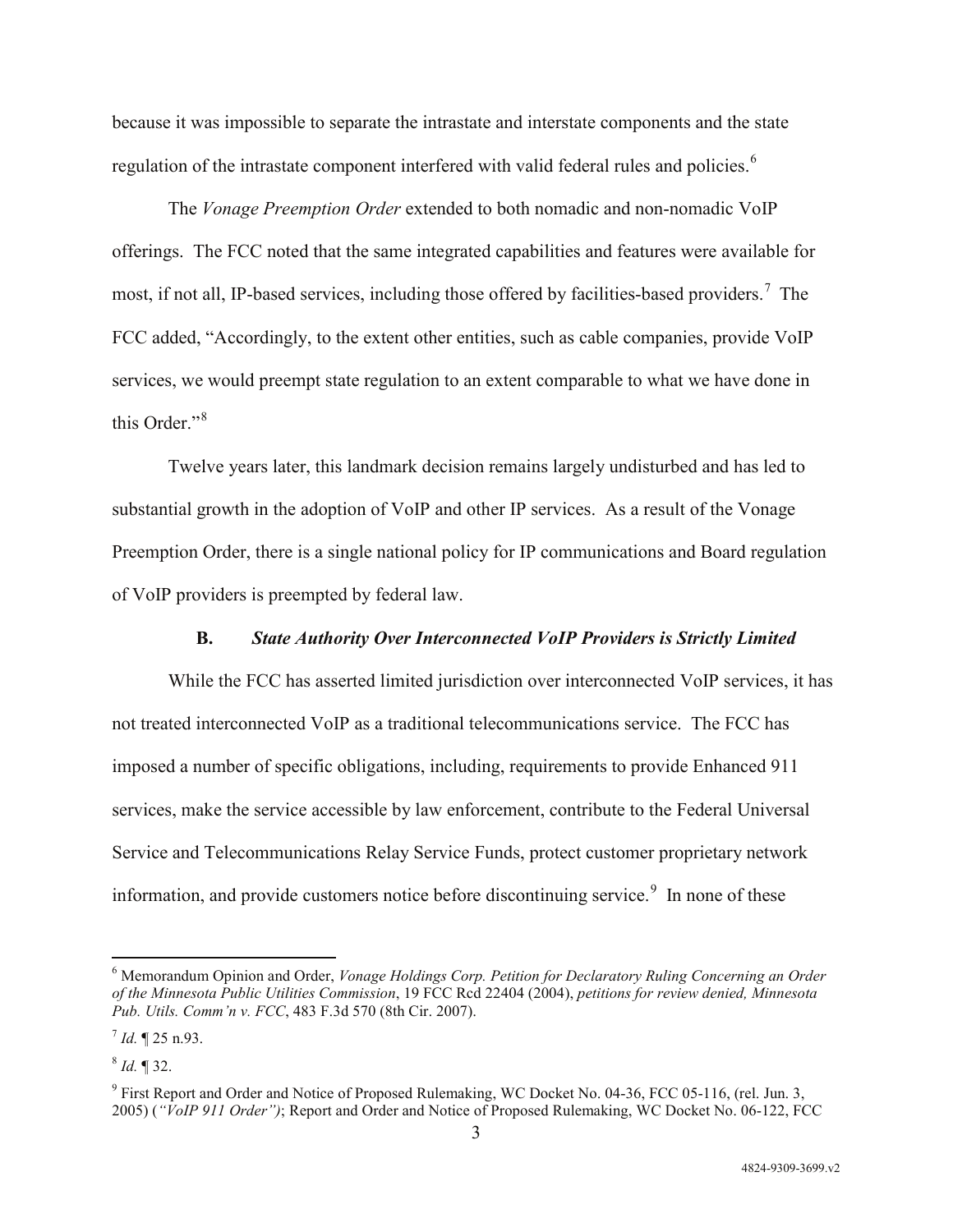because it was impossible to separate the intrastate and interstate components and the state regulation of the intrastate component interfered with valid federal rules and policies.[6]

The *Vonage Preemption Order* extended to both nomadic and non-nomadic VoIP offerings. The FCC noted that the same integrated capabilities and features were available for most, if not all, IP-based services, including those offered by facilities-based providers.[7] The FCC added, "Accordingly, to the extent other entities, such as cable companies, provide VoIP services, we would preempt state regulation to an extent comparable to what we have done in this Order."[8]

Twelve years later, this landmark decision remains largely undisturbed and has led to substantial growth in the adoption of VoIP and other IP services. As a result of the Vonage Preemption Order, there is a single national policy for IP communications and Board regulation of VoIP providers is preempted by federal law.

### B. *State Authority Over Interconnected VoIP Providers is Strictly Limited*

While the FCC has asserted limited jurisdiction over interconnected VoIP services, it has not treated interconnected VoIP as a traditional telecommunications service. The FCC has imposed a number of specific obligations, including, requirements to provide Enhanced 911 services, make the service accessible by law enforcement, contribute to the Federal Universal Service and Telecommunications Relay Service Funds, protect customer proprietary network information, and provide customers notice before discontinuing service.[9] In none of these

---

[6] Memorandum Opinion and Order, *Vonage Holdings Corp. Petition for Declaratory Ruling Concerning an Order of the Minnesota Public Utilities Commission*, 19 FCC Rcd 22404 (2004), *petitions for review denied, Minnesota Pub. Utils. Comm'n v. FCC*, 483 F.3d 570 (8th Cir. 2007).

[7] *Id.* ¶ 25 n.93.

[8] *Id.* ¶ 32.

[9] First Report and Order and Notice of Proposed Rulemaking, WC Docket No. 04-36, FCC 05-116, (rel. Jun. 3, 2005) (*"VoIP 911 Order")*; Report and Order and Notice of Proposed Rulemaking, WC Docket No. 06-122, FCC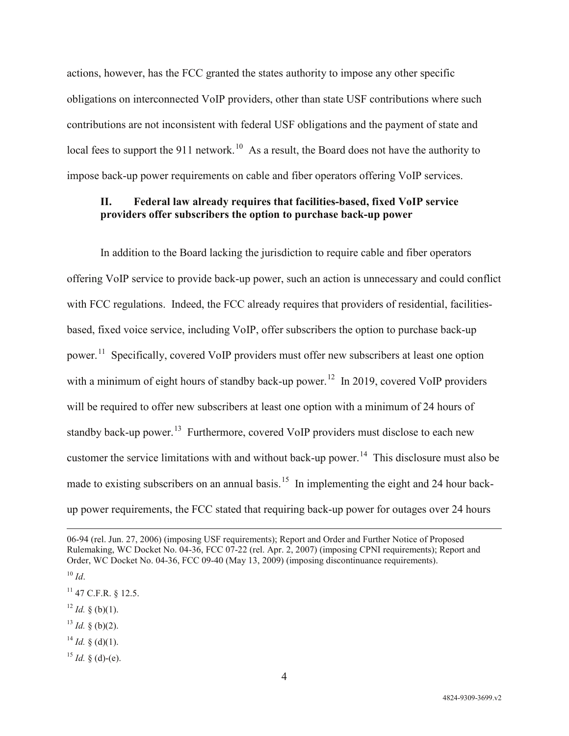actions, however, has the FCC granted the states authority to impose any other specific obligations on interconnected VoIP providers, other than state USF contributions where such contributions are not inconsistent with federal USF obligations and the payment of state and local fees to support the 911 network.[10] As a result, the Board does not have the authority to impose back-up power requirements on cable and fiber operators offering VoIP services.

## II. Federal law already requires that facilities-based, fixed VoIP service providers offer subscribers the option to purchase back-up power

In addition to the Board lacking the jurisdiction to require cable and fiber operators offering VoIP service to provide back-up power, such an action is unnecessary and could conflict with FCC regulations. Indeed, the FCC already requires that providers of residential, facilities-based, fixed voice service, including VoIP, offer subscribers the option to purchase back-up power.[11] Specifically, covered VoIP providers must offer new subscribers at least one option with a minimum of eight hours of standby back-up power.[12] In 2019, covered VoIP providers will be required to offer new subscribers at least one option with a minimum of 24 hours of standby back-up power.[13] Furthermore, covered VoIP providers must disclose to each new customer the service limitations with and without back-up power.[14] This disclosure must also be made to existing subscribers on an annual basis.[15] In implementing the eight and 24 hour back-up power requirements, the FCC stated that requiring back-up power for outages over 24 hours

---

06-94 (rel. Jun. 27, 2006) (imposing USF requirements); Report and Order and Further Notice of Proposed Rulemaking, WC Docket No. 04-36, FCC 07-22 (rel. Apr. 2, 2007) (imposing CPNI requirements); Report and Order, WC Docket No. 04-36, FCC 09-40 (May 13, 2009) (imposing discontinuance requirements).

[10] *Id*.

[11] 47 C.F.R. § 12.5.

[12] *Id.* § (b)(1).

[13] *Id.* § (b)(2).

[14] *Id.* § (d)(1).

[15] *Id.* § (d)-(e).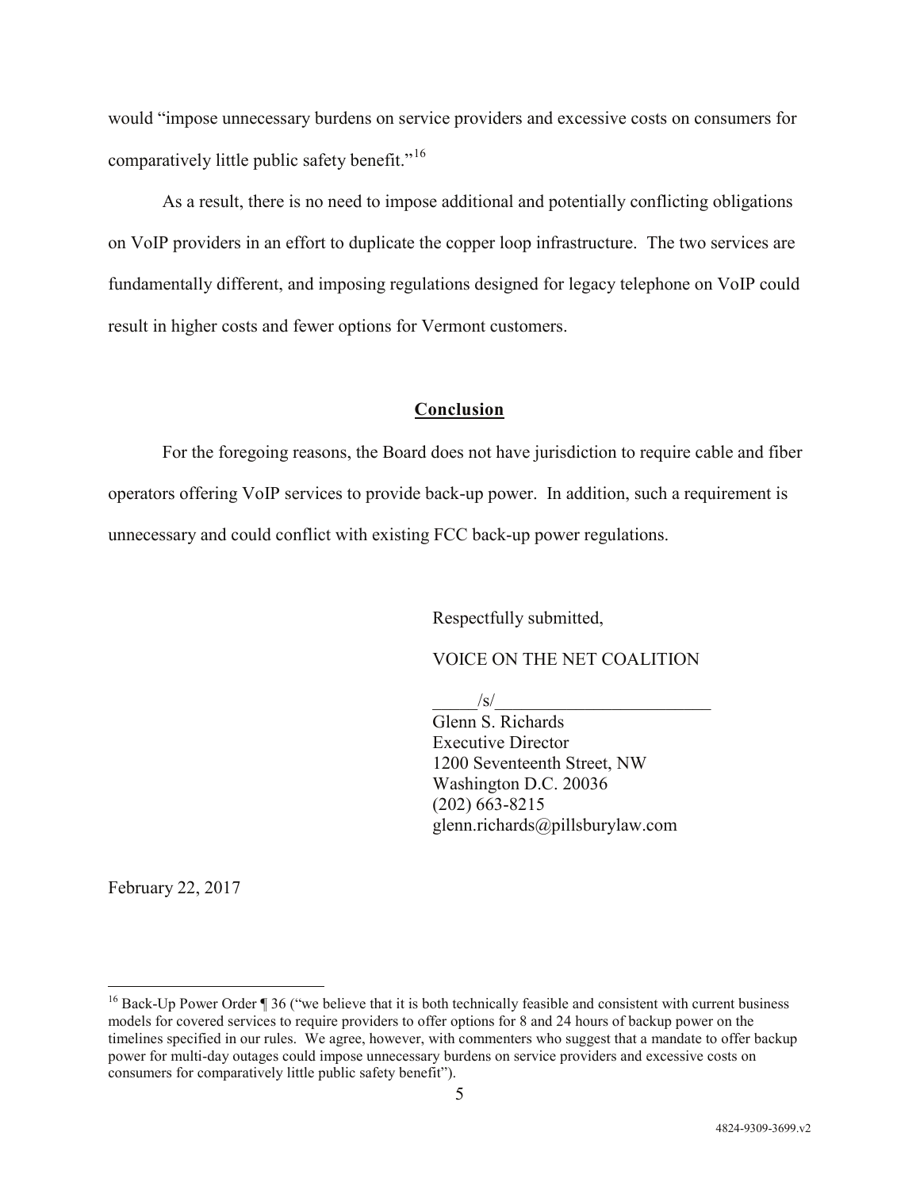would "impose unnecessary burdens on service providers and excessive costs on consumers for comparatively little public safety benefit."[16]

As a result, there is no need to impose additional and potentially conflicting obligations on VoIP providers in an effort to duplicate the copper loop infrastructure. The two services are fundamentally different, and imposing regulations designed for legacy telephone on VoIP could result in higher costs and fewer options for Vermont customers.

## Conclusion

For the foregoing reasons, the Board does not have jurisdiction to require cable and fiber operators offering VoIP services to provide back-up power. In addition, such a requirement is unnecessary and could conflict with existing FCC back-up power regulations.

Respectfully submitted,

VOICE ON THE NET COALITION

_____/s/________________________
Glenn S. Richards
Executive Director
1200 Seventeenth Street, NW
Washington D.C. 20036
(202) 663-8215
glenn.richards@pillsburylaw.com

February 22, 2017

---

[16] Back-Up Power Order ¶ 36 ("we believe that it is both technically feasible and consistent with current business models for covered services to require providers to offer options for 8 and 24 hours of backup power on the timelines specified in our rules. We agree, however, with commenters who suggest that a mandate to offer backup power for multi-day outages could impose unnecessary burdens on service providers and excessive costs on consumers for comparatively little public safety benefit").

4824-9309-3699.v2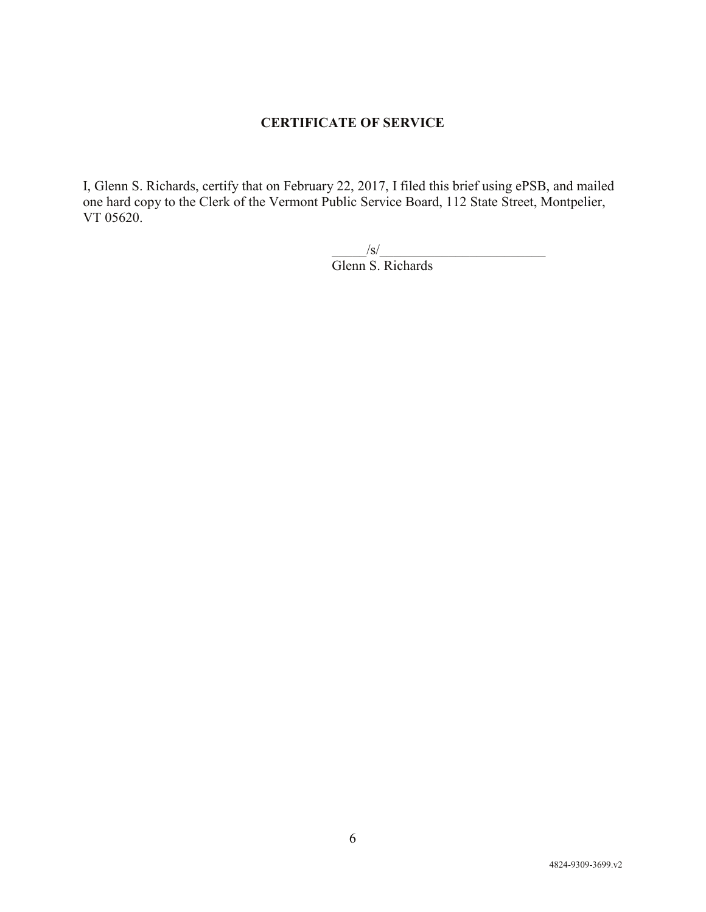## CERTIFICATE OF SERVICE

I, Glenn S. Richards, certify that on February 22, 2017, I filed this brief using ePSB, and mailed one hard copy to the Clerk of the Vermont Public Service Board, 112 State Street, Montpelier, VT 05620.

_____/s/________________________
Glenn S. Richards

4824-9309-3699.v2